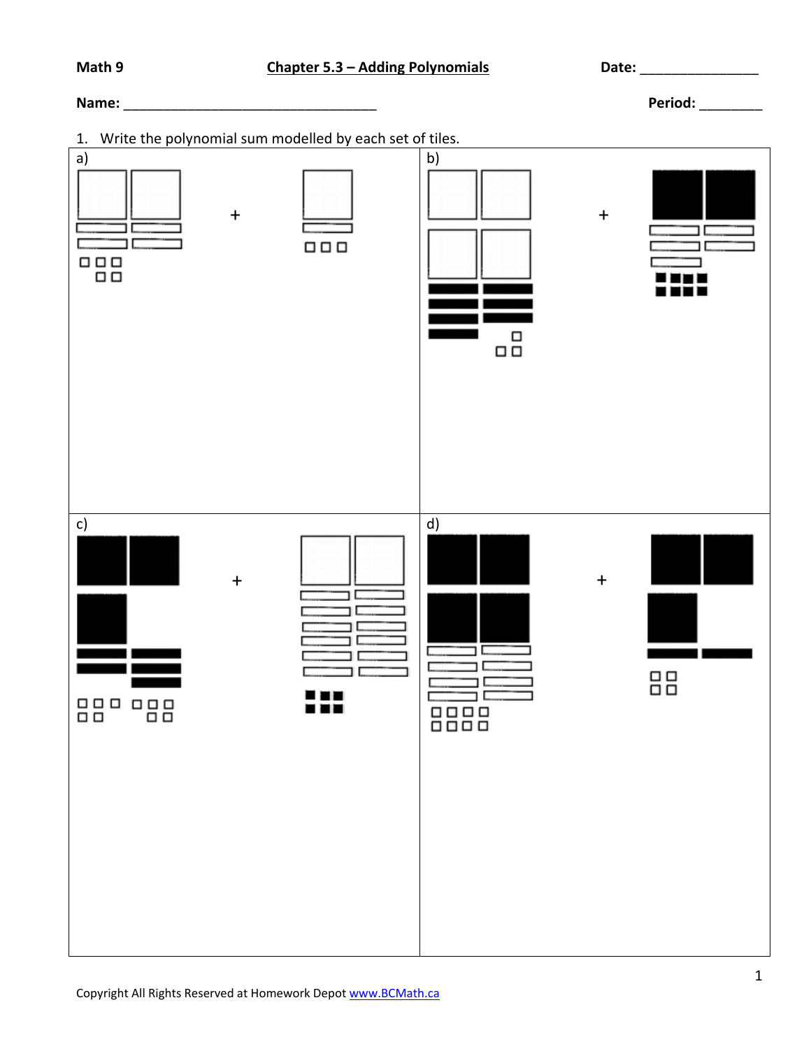**Math 9** **Chapter 5.3 – Adding Polynomials** **Date:** _______________

**Name:** _________________________________ **Period:** ________

1. Write the polynomial sum modelled by each set of tiles.

| a) + | b) + |
| --- | --- |
| | |
| **c)** + | **d)** + |
| | |

Copyright All Rights Reserved at Homework Depot www.BCMath.ca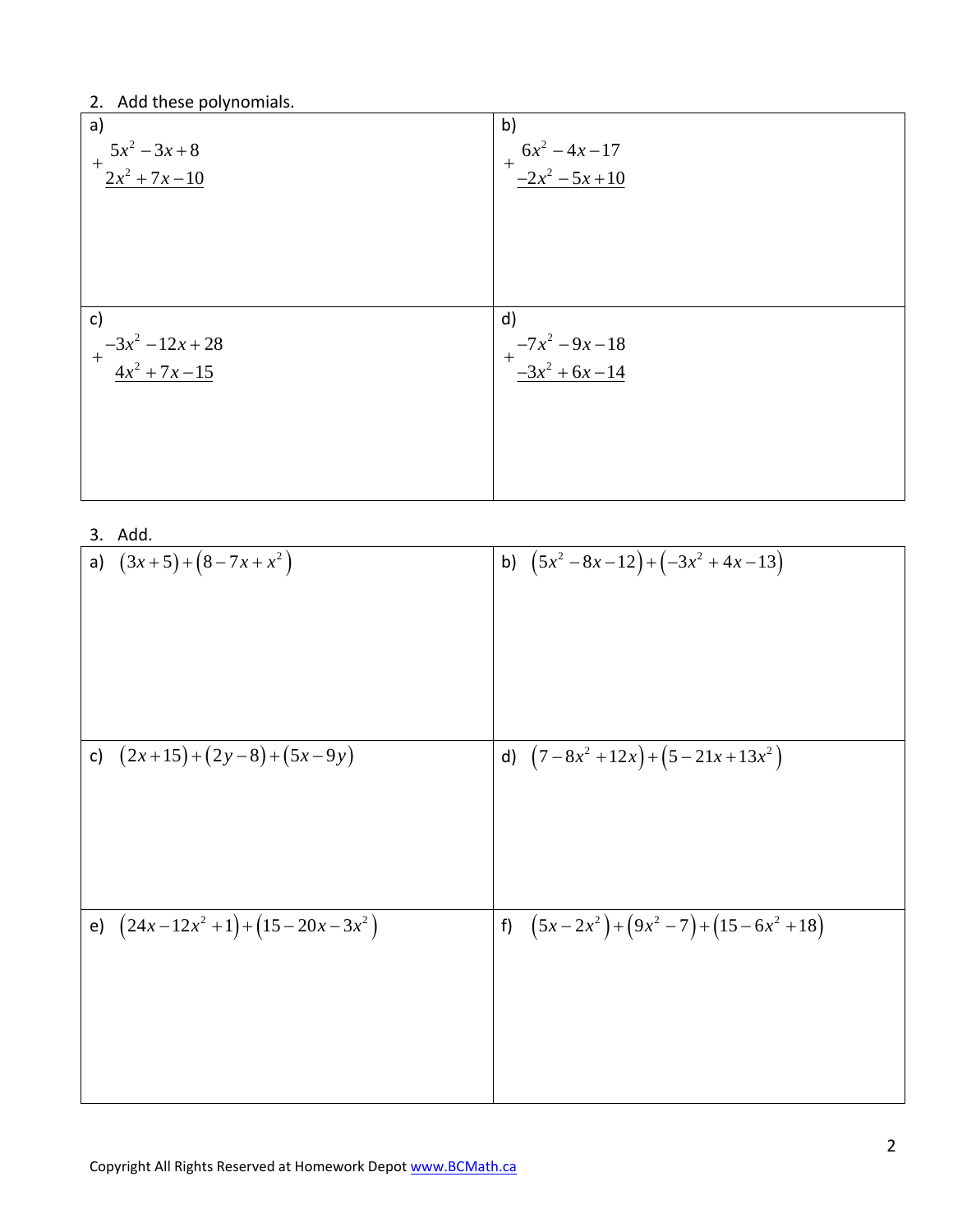2. Add these polynomials.

a)

$$\begin{array}{r} 5x^2 - 3x + 8 \\ + \underline{2x^2 + 7x - 10} \end{array}$$

b)

$$\begin{array}{r} 6x^2 - 4x - 17 \\ + \underline{-2x^2 - 5x + 10} \end{array}$$

c)

$$\begin{array}{r} -3x^2 - 12x + 28 \\ + \underline{4x^2 + 7x - 15} \end{array}$$

d)

$$\begin{array}{r} -7x^2 - 9x - 18 \\ + \underline{-3x^2 + 6x - 14} \end{array}$$

3. Add.

a) $(3x+5)+(8-7x+x^2)$

b) $(5x^2-8x-12)+(-3x^2+4x-13)$

c) $(2x+15)+(2y-8)+(5x-9y)$

d) $(7-8x^2+12x)+(5-21x+13x^2)$

e) $(24x-12x^2+1)+(15-20x-3x^2)$

f) $(5x-2x^2)+(9x^2-7)+(15-6x^2+18)$

Copyright All Rights Reserved at Homework Depot www.BCMath.ca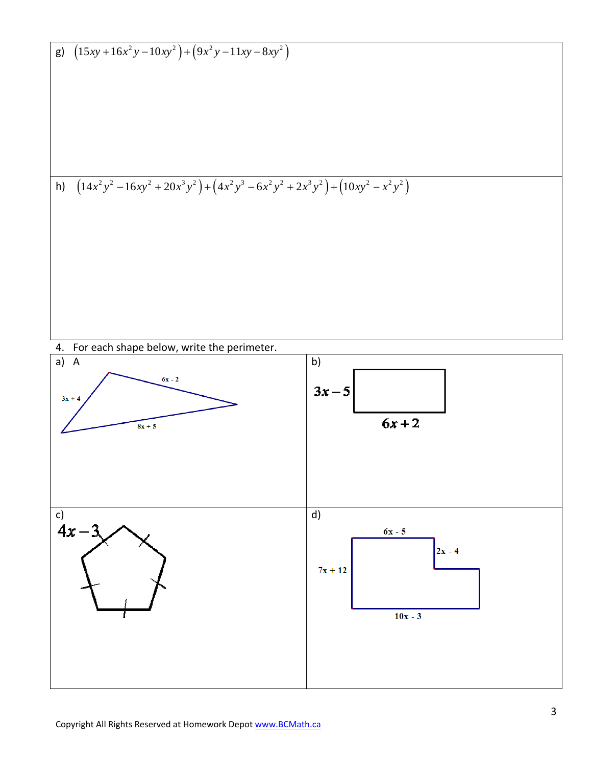g) $\left(15xy + 16x^2y - 10xy^2\right) + \left(9x^2y - 11xy - 8xy^2\right)$

h) $\left(14x^2y^2 - 16xy^2 + 20x^3y^2\right) + \left(4x^2y^3 - 6x^2y^2 + 2x^3y^2\right) + \left(10xy^2 - x^2y^2\right)$

4. For each shape below, write the perimeter.

a) A

6x - 2

3x + 4

8x + 5

b)

$3x - 5$

$6x + 2$

c)

$4x - 3$

d)

6x - 5

2x - 4

7x + 12

10x - 3

Copyright All Rights Reserved at Homework Depot www.BCMath.ca